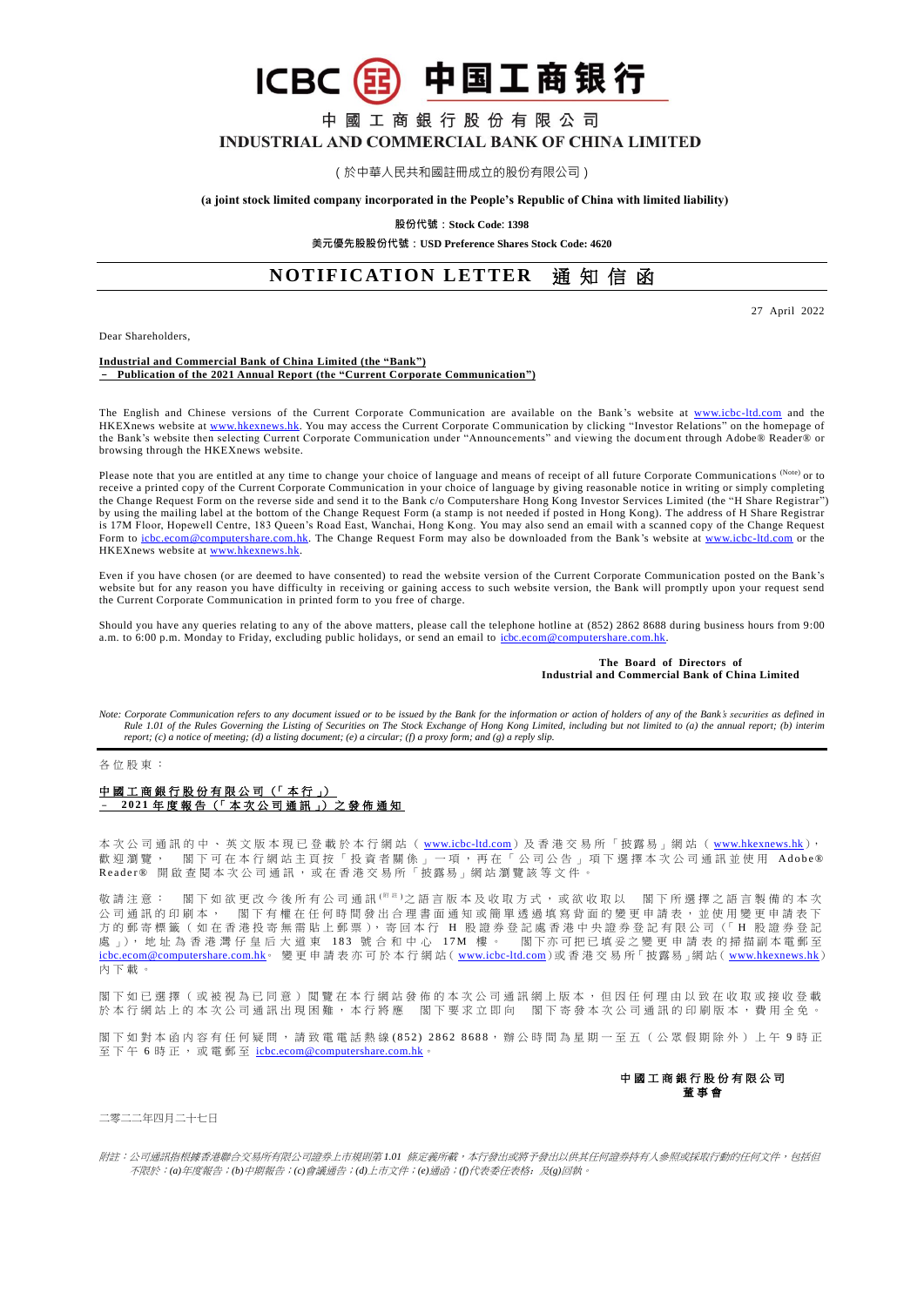# 中国工商银行

## 中國工商銀行股份有限公司
## INDUSTRIAL AND COMMERCIAL BANK OF CHINA LIMITED

（於中華人民共和國註冊成立的股份有限公司）

**(a joint stock limited company incorporated in the People's Republic of China with limited liability)**

**股份代號：Stock Code: 1398**

**美元優先股股份代號：USD Preference Shares Stock Code: 4620**

# NOTIFICATION LETTER 通知信函

27 April 2022

Dear Shareholders,

**Industrial and Commercial Bank of China Limited (the "Bank")**
**– Publication of the 2021 Annual Report (the "Current Corporate Communication")**

The English and Chinese versions of the Current Corporate Communication are available on the Bank's website at www.icbc-ltd.com and the HKEXnews website at www.hkexnews.hk. You may access the Current Corporate Communication by clicking "Investor Relations" on the homepage of the Bank's website then selecting Current Corporate Communication under "Announcements" and viewing the document through Adobe® Reader® or browsing through the HKEXnews website.

Please note that you are entitled at any time to change your choice of language and means of receipt of all future Corporate Communications (Note) or to receive a printed copy of the Current Corporate Communication in your choice of language by giving reasonable notice in writing or simply completing the Change Request Form on the reverse side and send it to the Bank c/o Computershare Hong Kong Investor Services Limited (the "H Share Registrar") by using the mailing label at the bottom of the Change Request Form (a stamp is not needed if posted in Hong Kong). The address of H Share Registrar is 17M Floor, Hopewell Centre, 183 Queen's Road East, Wanchai, Hong Kong. You may also send an email with a scanned copy of the Change Request Form to icbc.ecom@computershare.com.hk. The Change Request Form may also be downloaded from the Bank's website at www.icbc-ltd.com or the HKEXnews website at www.hkexnews.hk.

Even if you have chosen (or are deemed to have consented) to read the website version of the Current Corporate Communication posted on the Bank's website but for any reason you have difficulty in receiving or gaining access to such website version, the Bank will promptly upon your request send the Current Corporate Communication in printed form to you free of charge.

Should you have any queries relating to any of the above matters, please call the telephone hotline at (852) 2862 8688 during business hours from 9:00 a.m. to 6:00 p.m. Monday to Friday, excluding public holidays, or send an email to icbc.ecom@computershare.com.hk.

**The Board of Directors of**
**Industrial and Commercial Bank of China Limited**

*Note: Corporate Communication refers to any document issued or to be issued by the Bank for the information or action of holders of any of the Bank's securities as defined in Rule 1.01 of the Rules Governing the Listing of Securities on The Stock Exchange of Hong Kong Limited, including but not limited to (a) the annual report; (b) interim report; (c) a notice of meeting; (d) a listing document; (e) a circular; (f) a proxy form; and (g) a reply slip.*

---

各位股東：

**中國工商銀行股份有限公司（「本行」）**
**– 2021年度報告（「本次公司通訊」）之發佈通知**

本次公司通訊的中、英文版本現已登載於本行網站（www.icbc-ltd.com）及香港交易所「披露易」網站（www.hkexnews.hk），歡迎瀏覽。 閣下可在本行網站主頁按「投資者關係」一項，再在「公司公告」項下選擇本次公司通訊並使用Adobe® Reader®開啟查閱本次公司通訊，或在香港交易所「披露易」網站瀏覽該等文件。

敬請注意： 閣下如欲更改今後所有公司通訊(附註)之語言版本及收取方式，或欲收取以 閣下所選擇之語言製備的本次公司通訊的印刷本， 閣下有權在任何時間發出合理書面通知或簡單透過填寫背面的變更申請表，並使用變更申請表下方的郵寄標籤（如在香港投寄無需貼上郵票），寄回本行H股證券登記處香港中央證券登記有限公司（「H股證券登記處」），地址為香港灣仔皇后大道東183號合和中心17M樓。 閣下亦可把已填妥之變更申請表的掃描副本電郵至icbc.ecom@computershare.com.hk。變更申請表亦可於本行網站（www.icbc-ltd.com）或香港交易所「披露易」網站（www.hkexnews.hk）內下載。

閣下如已選擇（或被視為已同意）閱覽在本行網站發佈的本次公司通訊網上版本，但因任何理由以致在收取或接收登載於本行網站上的本次公司通訊出現困難，本行將應 閣下要求立即向 閣下寄發本次公司通訊的印刷版本，費用全免。

閣下如對本函內容有任何疑問，請致電電話熱線(852) 2862 8688，辦公時間為星期一至五（公眾假期除外）上午9時正至下午6時正，或電郵至icbc.ecom@computershare.com.hk。

**中國工商銀行股份有限公司**
**董事會**

二零二二年四月二十七日

*附註：公司通訊指根據香港聯合交易所有限公司證券上市規則第1.01條定義所載，本行發出或將予發出以供其任何證券持有人參照或採取行動的任何文件，包括但不限於：(a)年度報告；(b)中期報告；(c)會議通告；(d)上市文件；(e)通函；(f)代表委任表格；及(g)回執。*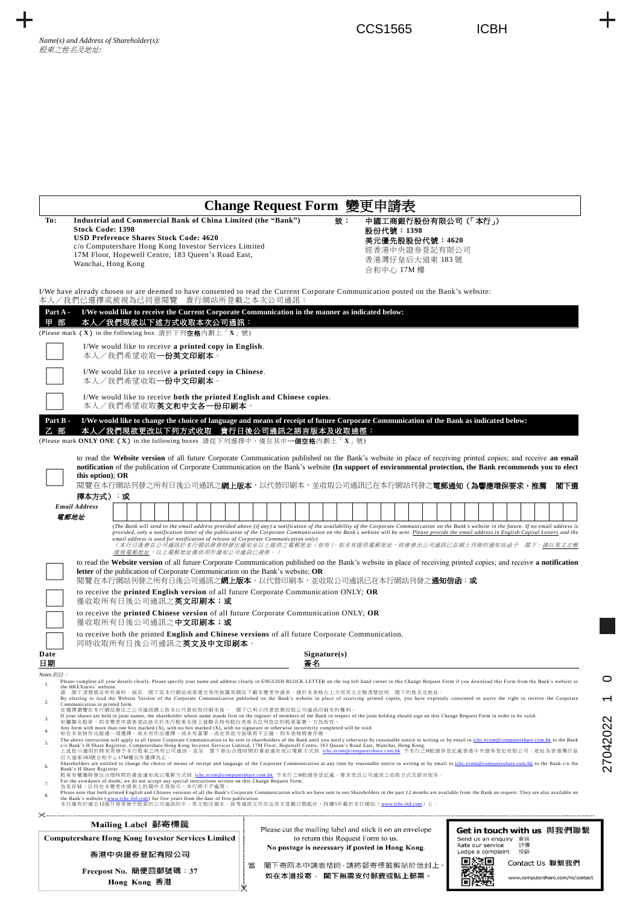CCS1565 ICBH

*Name(s) and Address of Shareholder(s):*
*股東之姓名及地址:*

# Change Request Form 變更申請表

**To:** **Industrial and Commercial Bank of China Limited (the "Bank")**
**Stock Code: 1398**
**USD Preference Shares Stock Code: 4620**
c/o Computershare Hong Kong Investor Services Limited
17M Floor, Hopewell Centre, 183 Queen's Road East,
Wanchai, Hong Kong

**致：** **中國工商銀行股份有限公司（「本行」）**
**股份代號：1398**
**美元優先股股份代號：4620**
經香港中央證券登記有限公司
香港灣仔皇后大道東183號
合和中心17M樓

I/We have already chosen or are deemed to have consented to read the Current Corporate Communication posted on the Bank's website:
本人／我們已選擇或被視為已同意閱覽 貴行網站所登載之本次公司通訊：

**Part A - I/We would like to receive the Current Corporate Communication in the manner as indicated below:**
**甲 部 本人／我們現欲以下述方式收取本次公司通訊：**

(Please mark (**X**) in the following box 請於下列**空格**內劃上「**X**」號)

☐ I/We would like to receive **a printed copy** in **English**.
本人／我們希望收取**一份英文印刷本**。

☐ I/We would like to receive **a printed copy** in **Chinese**.
本人／我們希望收取**一份中文印刷本**。

☐ I/We would like to receive **both the printed English and Chinese copies**.
本人／我們希望收取**英文和中文各一份印刷本**。

**Part B - I/We would like to change the choice of language and means of receipt of future Corporate Communication of the Bank as indicated below:**
**乙 部 本人／我們現欲更改以下列方式收取 貴行日後公司通訊之語言版本及收取途徑：**

(Please mark **ONLY ONE** (**X**) in the following boxes 請從下列選擇中，僅在其中**一個空格**內劃上「**X**」號)

☐ to read the **Website version** of all future Corporate Communication published on the Bank's website in place of receiving printed copies; and receive **an email notification** of the publication of Corporate Communication on the Bank's website **(In support of environmental protection, the Bank recommends you to elect this option)**; **OR**
閱覽在本行網站刊發之所有日後公司通訊之**網上版本**，以代替印刷本，並收取公司通訊已在本行網站刊發之**電郵通知（為響應環保要求，推薦 閣下選擇本方式）**；**或**

***Email Address***
***電郵地址***

*(The Bank will send to the email address provided above (if any) a notification of the availability of the Corporate Communication on the Bank's website in the future. If no email address is provided, only a notification letter of the publication of the Corporate Communication on the Bank's website will be sent. Please provide the email address in English Capital Letters and the email address is used for notification of release of Corporate Communication only)*
*（本行日後會在公司通訊於本行網站發佈時發出通知至以上提供之電郵地址（如有）。如未有提供電郵地址，則會發出公司通訊已在網上刊發的通知信函予 閣下。請以英文正楷填寫電郵地址，以上電郵地址僅供用作通知公司通訊已發佈。）*

☐ to read the **Website version** of all future Corporate Communication published on the Bank's website in place of receiving printed copies; and receive **a notification letter** of the publication of Corporate Communication on the Bank's website; **OR**
閱覽在本行網站刊發之所有日後公司通訊之**網上版本**，以代替印刷本，並收取公司通訊已在本行網站刊發之**通知信函**；**或**

☐ to receive the **printed English version** of all future Corporate Communication ONLY; **OR**
僅收取所有日後公司通訊之**英文印刷本**；**或**

☐ to receive the **printed Chinese version** of all future Corporate Communication ONLY; **OR**
僅收取所有日後公司通訊之**中文印刷本**；**或**

☐ to receive both the printed **English and Chinese versions** of all future Corporate Communication.
同時收取所有日後公司通訊之**英文及中文印刷本**。

**Date 日期** **Signature(s) 簽名**

*Notes 附註：*

1. Please complete all your details clearly. Please specify your name and address clearly in ENGLISH BLOCK LETTER on the top left hand corner in this Change Request Form if you download this Form from the Bank's website or the HKEXnews' website.
請 閣下清楚填妥所有資料。倘若 閣下從本行網站或香港交易所披露易網站下載本變更申請表，請於本表格左上方用英文正楷清楚註明 閣下的姓名及地址。
2. By electing to read the Website Version of the Corporate Communication published on the Bank's website in place of receiving printed copies, you have expressly consented to waive the right to receive the Corporate Communication in printed form.
在選擇瀏覽在本行網站發出之公司通訊網上版本以代替收取印刷本後， 閣下已明示同意放棄收取公司通訊印刷本的權利。
3. If your shares are held in joint names, the shareholder whose name stands first on the register of members of the Bank in respect of the joint holding should sign on this Change Request Form in order to be valid.
如屬聯名股東，則本變更申請表須由該名於本行股東名冊上就聯名持有股份其姓名位列首位的股東簽署，方為有效。
4. Any form with more than one box marked (X), with no box marked (X), with no signature or otherwise incorrectly completed will be void.
如在本表格作出超過一項選擇，或未有作出選擇，或未有簽署，或在其他方面填寫不正確，則本表格將會作廢。
5. The above instruction will apply to all future Corporate Communication to be sent to shareholders of the Bank until you notify otherwise by reasonable notice in writing or by email to icbc.ecom@computershare.com.hk to the Bank c/o Bank's H Share Registrar, Computershare Hong Kong Investor Services Limited, 17M Floor, Hopewell Centre, 183 Queen's Road East, Wanchai, Hong Kong.
上述指示適用於將寄發予本行股東之所有公司通訊，直至 閣下發出合理時間的書面通知或以電郵方式到 icbc.ecom@computershare.com.hk 予本行之H股證券登記處香港中央證券登記有限公司，地址為香港灣仔皇后大道東183號合和中心17M樓另作選擇為止。
6. Shareholders are entitled to change the choice of means of receipt and language of the Corporate Communication at any time by reasonable notice in writing or by email to icbc.ecom@computershare.com.hk to the Bank c/o the Bank's H Share Registrar.
股東有權隨時發出合理時間的書面通知或以電郵方式到 icbc.ecom@computershare.com.hk 予本行之H股證券登記處，要求更改公司通訊之收取方式及語言版本。
7. For the avoidance of doubt, we do not accept any special instructions written on this Change Request Form.
為免存疑，任何在本變更申請表上的額外手寫指示，本行將不予處理。
8. Please note that both printed English and Chinese versions of all the Bank's Corporate Communication which we have sent to our Shareholders in the past 12 months are available from the Bank on request. They are also available on the Bank's website (www.icbc-ltd.com) for five years from the date of first publication.
本行備有於過去12個月曾寄發予股東的公司通訊的中、英文版印刷本，該等通訊文件亦由首次登載日期起計，持續5年載於本行網站（www.icbc-ltd.com）上。

---

**Mailing Label 郵寄標籤**

**Computershare Hong Kong Investor Services Limited**
**香港中央證券登記有限公司**
**Freepost No. 簡便回郵號碼：37**
**Hong Kong 香港**

Please cut the mailing label and stick it on an envelope to return this Request Form to us.
**No postage is necessary if posted in Hong Kong.**
當 閣下寄回本申請表格時，請將郵寄標籤剪貼於信封上。
**如在本港投寄， 閣下無需支付郵費或貼上郵票。**

**Get in touch with us 與我們聯繫**
Send us an enquiry 查詢
Rate our service 評價
Lodge a complaint 投訴
Contact Us 聯繫我們
www.computershare.com/hk/contact

27042022 1 0